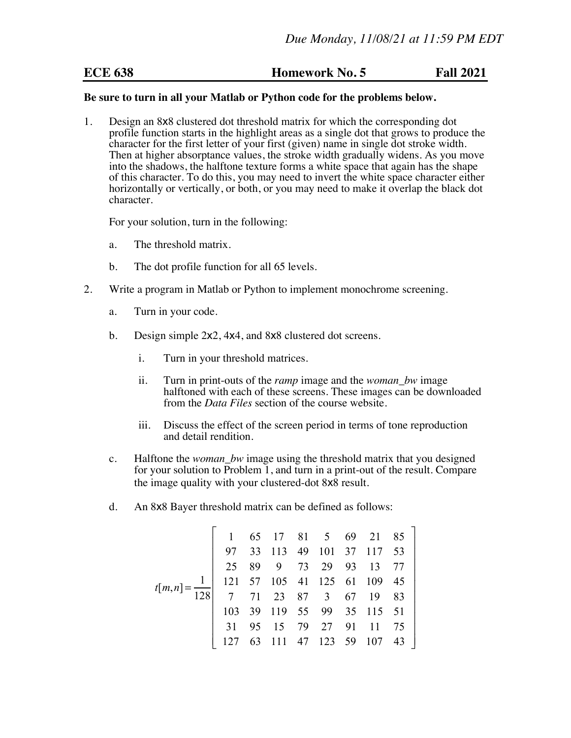*Due Monday, 11/08/21 at 11:59 PM EDT*

**ECE 638** **Homework No. 5** **Fall 2021**

**Be sure to turn in all your Matlab or Python code for the problems below.**

1. Design an 8x8 clustered dot threshold matrix for which the corresponding dot profile function starts in the highlight areas as a single dot that grows to produce the character for the first letter of your first (given) name in single dot stroke width. Then at higher absorptance values, the stroke width gradually widens. As you move into the shadows, the halftone texture forms a white space that again has the shape of this character. To do this, you may need to invert the white space character either horizontally or vertically, or both, or you may need to make it overlap the black dot character.

   For your solution, turn in the following:

   a. The threshold matrix.

   b. The dot profile function for all 65 levels.

2. Write a program in Matlab or Python to implement monochrome screening.

   a. Turn in your code.

   b. Design simple 2x2, 4x4, and 8x8 clustered dot screens.

      i. Turn in your threshold matrices.

      ii. Turn in print-outs of the *ramp* image and the *woman_bw* image halftoned with each of these screens. These images can be downloaded from the *Data Files* section of the course website.

      iii. Discuss the effect of the screen period in terms of tone reproduction and detail rendition.

   c. Halftone the *woman_bw* image using the threshold matrix that you designed for your solution to Problem 1, and turn in a print-out of the result. Compare the image quality with your clustered-dot 8x8 result.

   d. An 8x8 Bayer threshold matrix can be defined as follows:

$$
t[m,n] = \frac{1}{128}\begin{bmatrix}
1 & 65 & 17 & 81 & 5 & 69 & 21 & 85 \\
97 & 33 & 113 & 49 & 101 & 37 & 117 & 53 \\
25 & 89 & 9 & 73 & 29 & 93 & 13 & 77 \\
121 & 57 & 105 & 41 & 125 & 61 & 109 & 45 \\
7 & 71 & 23 & 87 & 3 & 67 & 19 & 83 \\
103 & 39 & 119 & 55 & 99 & 35 & 115 & 51 \\
31 & 95 & 15 & 79 & 27 & 91 & 11 & 75 \\
127 & 63 & 111 & 47 & 123 & 59 & 107 & 43
\end{bmatrix}
$$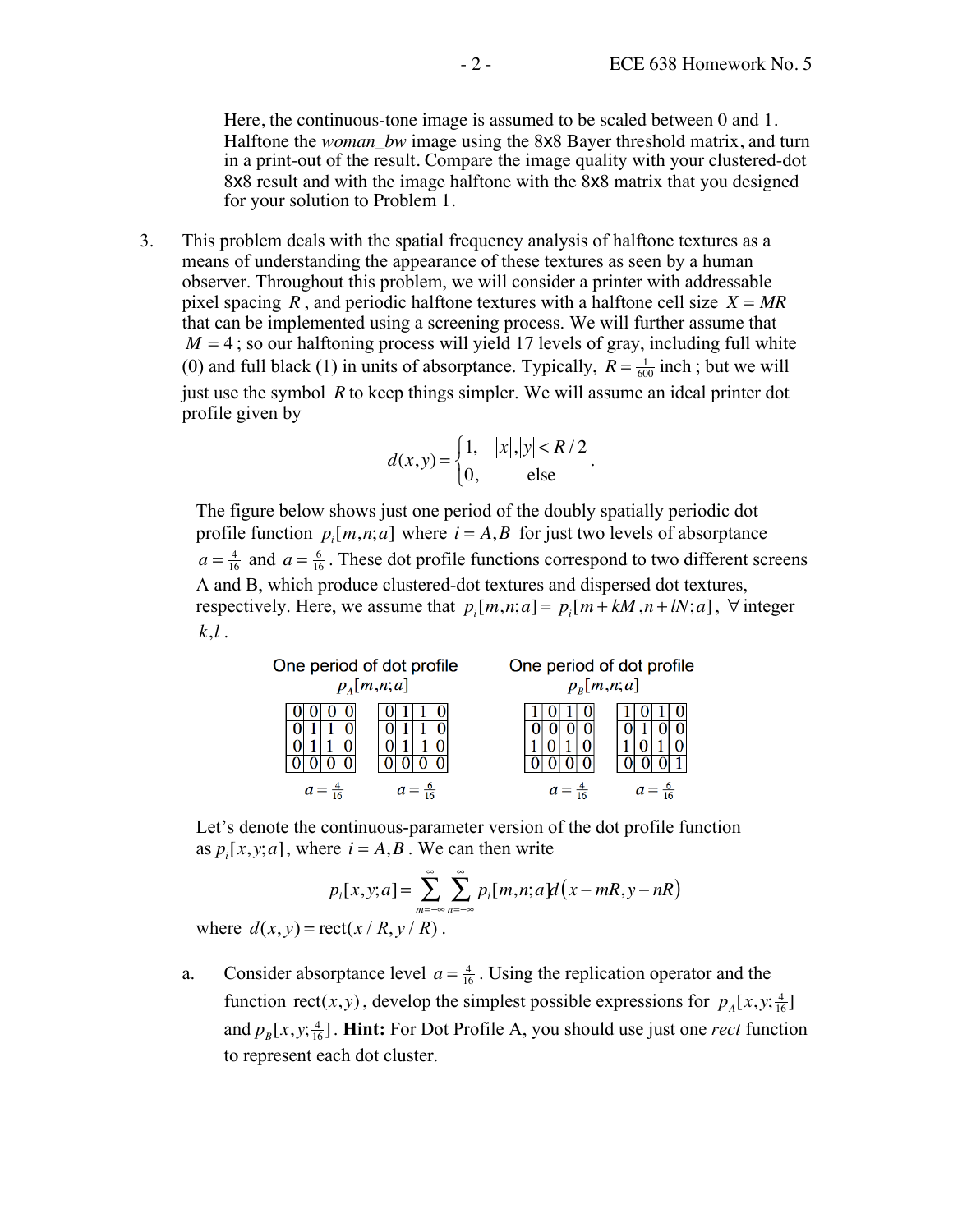Here, the continuous-tone image is assumed to be scaled between 0 and 1. Halftone the *woman_bw* image using the 8x8 Bayer threshold matrix, and turn in a print-out of the result. Compare the image quality with your clustered-dot 8x8 result and with the image halftone with the 8x8 matrix that you designed for your solution to Problem 1.

3. This problem deals with the spatial frequency analysis of halftone textures as a means of understanding the appearance of these textures as seen by a human observer. Throughout this problem, we will consider a printer with addressable pixel spacing $R$, and periodic halftone textures with a halftone cell size $X = MR$ that can be implemented using a screening process. We will further assume that $M = 4$; so our halftoning process will yield 17 levels of gray, including full white (0) and full black (1) in units of absorptance. Typically, $R = \frac{1}{600}$ inch; but we will just use the symbol $R$ to keep things simpler. We will assume an ideal printer dot profile given by

$$d(x,y) = \begin{cases} 1, & |x|,|y| < R/2 \\ 0, & \text{else} \end{cases}.$$

The figure below shows just one period of the doubly spatially periodic dot profile function $p_i[m,n;a]$ where $i = A,B$ for just two levels of absorptance $a = \frac{4}{16}$ and $a = \frac{6}{16}$. These dot profile functions correspond to two different screens A and B, which produce clustered-dot textures and dispersed dot textures, respectively. Here, we assume that $p_i[m,n;a] = p_i[m+kM, n+lN; a]$, $\forall$ integer $k,l$.

One period of dot profile $p_A[m,n;a]$

$a = \frac{4}{16}$:

| | | | |
|---|---|---|---|
| 0 | 0 | 0 | 0 |
| 0 | 1 | 1 | 0 |
| 0 | 1 | 1 | 0 |
| 0 | 0 | 0 | 0 |

$a = \frac{6}{16}$:

| | | | |
|---|---|---|---|
| 0 | 1 | 1 | 0 |
| 0 | 1 | 1 | 0 |
| 0 | 1 | 1 | 0 |
| 0 | 0 | 0 | 0 |

One period of dot profile $p_B[m,n;a]$

$a = \frac{4}{16}$:

| | | | |
|---|---|---|---|
| 1 | 0 | 1 | 0 |
| 0 | 0 | 0 | 0 |
| 1 | 0 | 1 | 0 |
| 0 | 0 | 0 | 0 |

$a = \frac{6}{16}$:

| | | | |
|---|---|---|---|
| 1 | 0 | 1 | 0 |
| 0 | 1 | 0 | 0 |
| 1 | 0 | 1 | 0 |
| 0 | 0 | 0 | 1 |

Let's denote the continuous-parameter version of the dot profile function as $p_i[x,y;a]$, where $i = A,B$. We can then write

$$p_i[x,y;a] = \sum_{m=-\infty}^{\infty} \sum_{n=-\infty}^{\infty} p_i[m,n;a] d(x - mR, y - nR)$$

where $d(x,y) = \text{rect}(x/R, y/R)$.

a. Consider absorptance level $a = \frac{4}{16}$. Using the replication operator and the function $\text{rect}(x,y)$, develop the simplest possible expressions for $p_A[x,y;\frac{4}{16}]$ and $p_B[x,y;\frac{4}{16}]$. **Hint:** For Dot Profile A, you should use just one *rect* function to represent each dot cluster.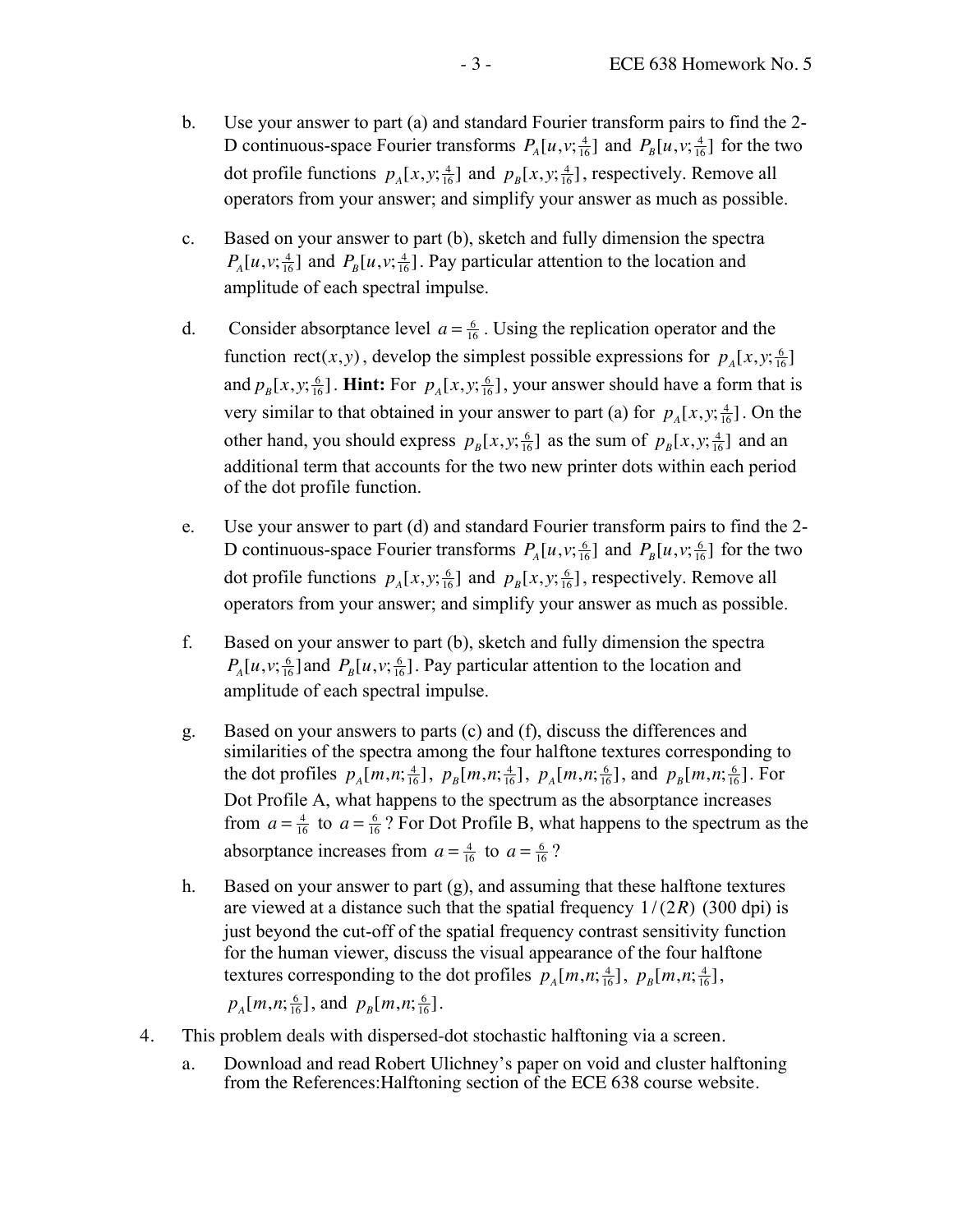b. Use your answer to part (a) and standard Fourier transform pairs to find the 2-D continuous-space Fourier transforms $P_A[u,v;\frac{4}{16}]$ and $P_B[u,v;\frac{4}{16}]$ for the two dot profile functions $p_A[x,y;\frac{4}{16}]$ and $p_B[x,y;\frac{4}{16}]$, respectively. Remove all operators from your answer; and simplify your answer as much as possible.

c. Based on your answer to part (b), sketch and fully dimension the spectra $P_A[u,v;\frac{4}{16}]$ and $P_B[u,v;\frac{4}{16}]$. Pay particular attention to the location and amplitude of each spectral impulse.

d. Consider absorptance level $a = \frac{6}{16}$. Using the replication operator and the function $\text{rect}(x,y)$, develop the simplest possible expressions for $p_A[x,y;\frac{6}{16}]$ and $p_B[x,y;\frac{6}{16}]$. **Hint:** For $p_A[x,y;\frac{6}{16}]$, your answer should have a form that is very similar to that obtained in your answer to part (a) for $p_A[x,y;\frac{4}{16}]$. On the other hand, you should express $p_B[x,y;\frac{6}{16}]$ as the sum of $p_B[x,y;\frac{4}{16}]$ and an additional term that accounts for the two new printer dots within each period of the dot profile function.

e. Use your answer to part (d) and standard Fourier transform pairs to find the 2-D continuous-space Fourier transforms $P_A[u,v;\frac{6}{16}]$ and $P_B[u,v;\frac{6}{16}]$ for the two dot profile functions $p_A[x,y;\frac{6}{16}]$ and $p_B[x,y;\frac{6}{16}]$, respectively. Remove all operators from your answer; and simplify your answer as much as possible.

f. Based on your answer to part (b), sketch and fully dimension the spectra $P_A[u,v;\frac{6}{16}]$ and $P_B[u,v;\frac{6}{16}]$. Pay particular attention to the location and amplitude of each spectral impulse.

g. Based on your answers to parts (c) and (f), discuss the differences and similarities of the spectra among the four halftone textures corresponding to the dot profiles $p_A[m,n;\frac{4}{16}]$, $p_B[m,n;\frac{4}{16}]$, $p_A[m,n;\frac{6}{16}]$, and $p_B[m,n;\frac{6}{16}]$. For Dot Profile A, what happens to the spectrum as the absorptance increases from $a = \frac{4}{16}$ to $a = \frac{6}{16}$? For Dot Profile B, what happens to the spectrum as the absorptance increases from $a = \frac{4}{16}$ to $a = \frac{6}{16}$?

h. Based on your answer to part (g), and assuming that these halftone textures are viewed at a distance such that the spatial frequency $1/(2R)$ (300 dpi) is just beyond the cut-off of the spatial frequency contrast sensitivity function for the human viewer, discuss the visual appearance of the four halftone textures corresponding to the dot profiles $p_A[m,n;\frac{4}{16}]$, $p_B[m,n;\frac{4}{16}]$, $p_A[m,n;\frac{6}{16}]$, and $p_B[m,n;\frac{6}{16}]$.

4. This problem deals with dispersed-dot stochastic halftoning via a screen.

   a. Download and read Robert Ulichney's paper on void and cluster halftoning from the References:Halftoning section of the ECE 638 course website.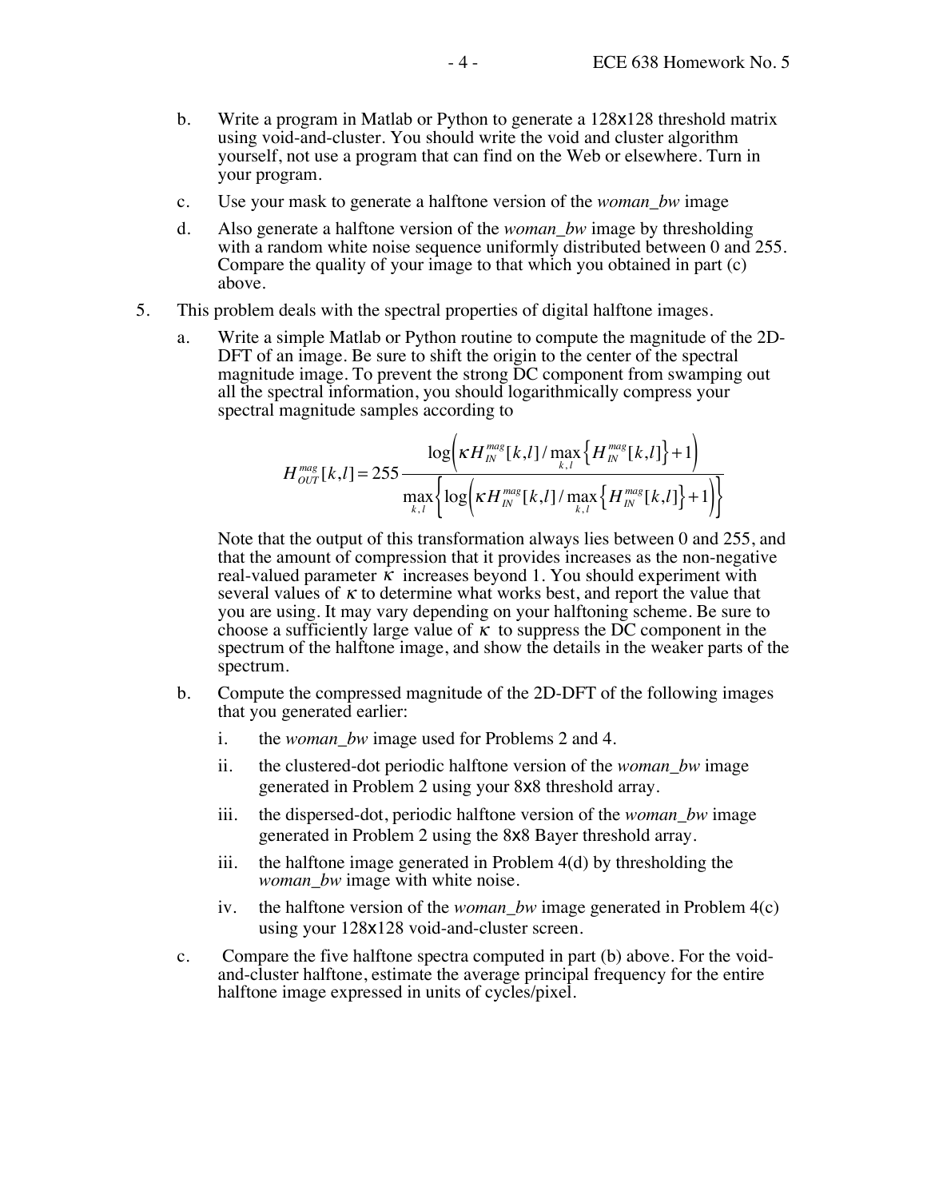b. Write a program in Matlab or Python to generate a 128x128 threshold matrix using void-and-cluster. You should write the void and cluster algorithm yourself, not use a program that can find on the Web or elsewhere. Turn in your program.

c. Use your mask to generate a halftone version of the *woman_bw* image

d. Also generate a halftone version of the *woman_bw* image by thresholding with a random white noise sequence uniformly distributed between 0 and 255. Compare the quality of your image to that which you obtained in part (c) above.

5. This problem deals with the spectral properties of digital halftone images.

   a. Write a simple Matlab or Python routine to compute the magnitude of the 2D-DFT of an image. Be sure to shift the origin to the center of the spectral magnitude image. To prevent the strong DC component from swamping out all the spectral information, you should logarithmically compress your spectral magnitude samples according to

$$H_{OUT}^{mag}[k,l] = 255 \frac{\log\left(\kappa H_{IN}^{mag}[k,l] / \max_{k,l}\left\{H_{IN}^{mag}[k,l]\right\} + 1\right)}{\max_{k,l}\left\{\log\left(\kappa H_{IN}^{mag}[k,l] / \max_{k,l}\left\{H_{IN}^{mag}[k,l]\right\} + 1\right)\right\}}$$

   Note that the output of this transformation always lies between 0 and 255, and that the amount of compression that it provides increases as the non-negative real-valued parameter $\kappa$ increases beyond 1. You should experiment with several values of $\kappa$ to determine what works best, and report the value that you are using. It may vary depending on your halftoning scheme. Be sure to choose a sufficiently large value of $\kappa$ to suppress the DC component in the spectrum of the halftone image, and show the details in the weaker parts of the spectrum.

   b. Compute the compressed magnitude of the 2D-DFT of the following images that you generated earlier:

      i. the *woman_bw* image used for Problems 2 and 4.

      ii. the clustered-dot periodic halftone version of the *woman_bw* image generated in Problem 2 using your 8x8 threshold array.

      iii. the dispersed-dot, periodic halftone version of the *woman_bw* image generated in Problem 2 using the 8x8 Bayer threshold array.

      iii. the halftone image generated in Problem 4(d) by thresholding the *woman_bw* image with white noise.

      iv. the halftone version of the *woman_bw* image generated in Problem 4(c) using your 128x128 void-and-cluster screen.

   c. Compare the five halftone spectra computed in part (b) above. For the void-and-cluster halftone, estimate the average principal frequency for the entire halftone image expressed in units of cycles/pixel.